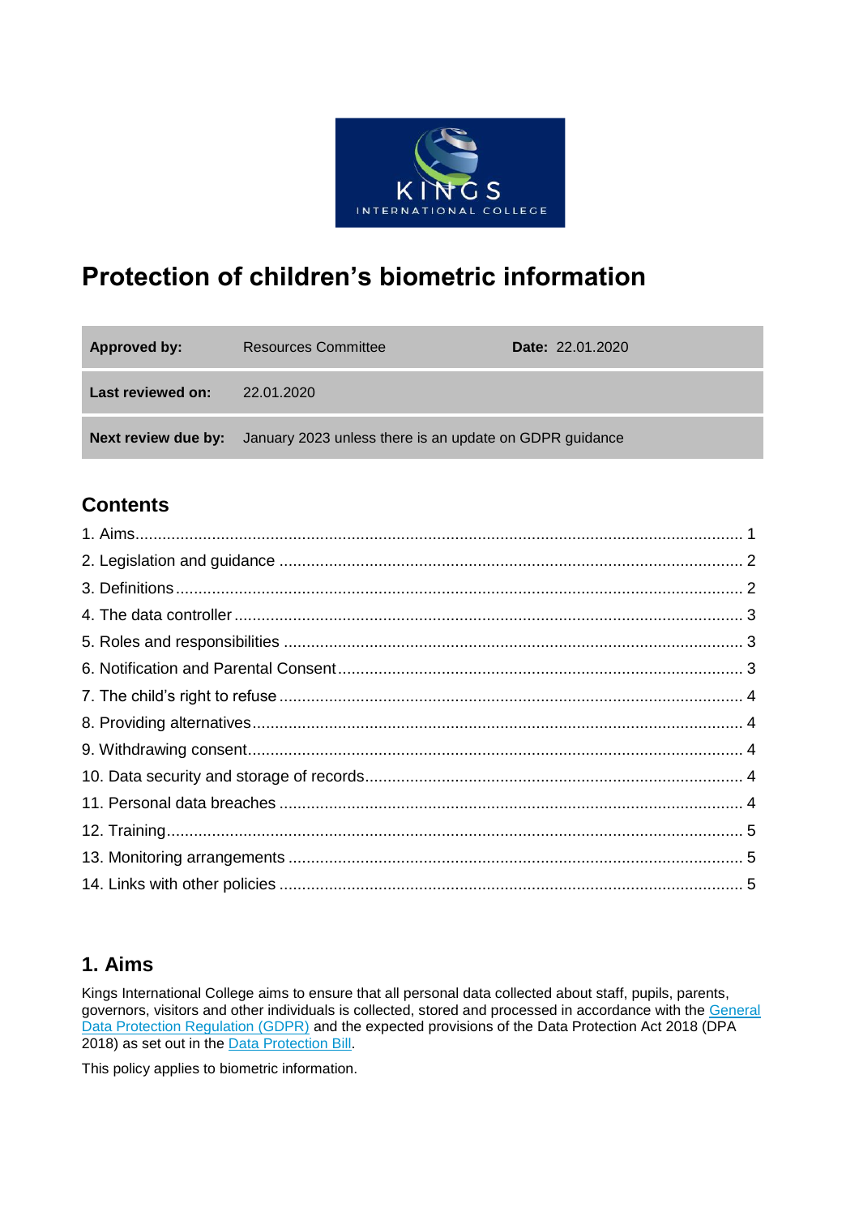# Protection of children's biometric information

| **Approved by:** | Resources Committee | **Date:** 22.01.2020 |
|---|---|---|
| **Last reviewed on:** | 22.01.2020 | |
| **Next review due by:** | January 2023 unless there is an update on GDPR guidance | |

## Contents

1. Aims ... 1
2. Legislation and guidance ... 2
3. Definitions ... 2
4. The data controller ... 3
5. Roles and responsibilities ... 3
6. Notification and Parental Consent ... 3
7. The child's right to refuse ... 4
8. Providing alternatives ... 4
9. Withdrawing consent ... 4
10. Data security and storage of records ... 4
11. Personal data breaches ... 4
12. Training ... 5
13. Monitoring arrangements ... 5
14. Links with other policies ... 5

## 1. Aims

Kings International College aims to ensure that all personal data collected about staff, pupils, parents, governors, visitors and other individuals is collected, stored and processed in accordance with the General Data Protection Regulation (GDPR) and the expected provisions of the Data Protection Act 2018 (DPA 2018) as set out in the Data Protection Bill.

This policy applies to biometric information.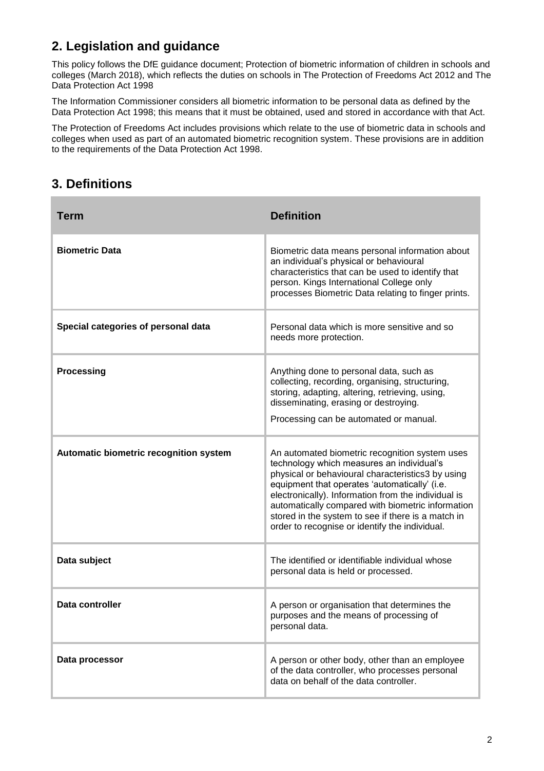## 2. Legislation and guidance

This policy follows the DfE guidance document; Protection of biometric information of children in schools and colleges (March 2018), which reflects the duties on schools in The Protection of Freedoms Act 2012 and The Data Protection Act 1998

The Information Commissioner considers all biometric information to be personal data as defined by the Data Protection Act 1998; this means that it must be obtained, used and stored in accordance with that Act.

The Protection of Freedoms Act includes provisions which relate to the use of biometric data in schools and colleges when used as part of an automated biometric recognition system. These provisions are in addition to the requirements of the Data Protection Act 1998.

## 3. Definitions

| Term | Definition |
|---|---|
| **Biometric Data** | Biometric data means personal information about an individual's physical or behavioural characteristics that can be used to identify that person. Kings International College only processes Biometric Data relating to finger prints. |
| **Special categories of personal data** | Personal data which is more sensitive and so needs more protection. |
| **Processing** | Anything done to personal data, such as collecting, recording, organising, structuring, storing, adapting, altering, retrieving, using, disseminating, erasing or destroying.<br>Processing can be automated or manual. |
| **Automatic biometric recognition system** | An automated biometric recognition system uses technology which measures an individual's physical or behavioural characteristics3 by using equipment that operates 'automatically' (i.e. electronically). Information from the individual is automatically compared with biometric information stored in the system to see if there is a match in order to recognise or identify the individual. |
| **Data subject** | The identified or identifiable individual whose personal data is held or processed. |
| **Data controller** | A person or organisation that determines the purposes and the means of processing of personal data. |
| **Data processor** | A person or other body, other than an employee of the data controller, who processes personal data on behalf of the data controller. |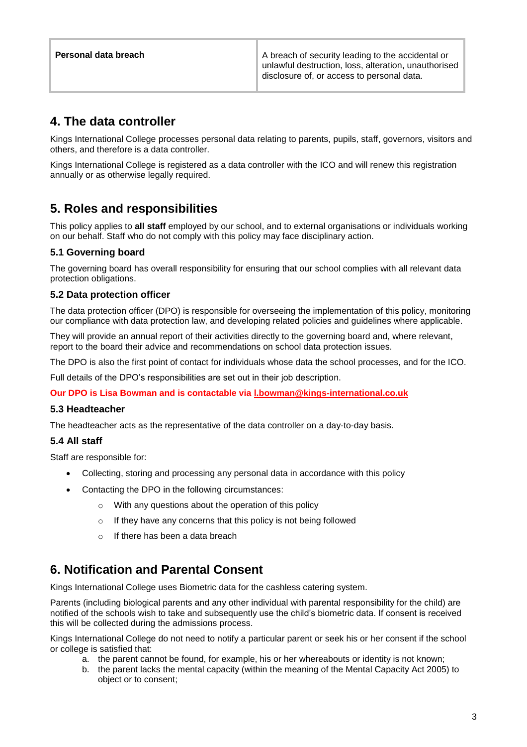| Personal data breach | A breach of security leading to the accidental or unlawful destruction, loss, alteration, unauthorised disclosure of, or access to personal data. |
|---|---|

## 4. The data controller

Kings International College processes personal data relating to parents, pupils, staff, governors, visitors and others, and therefore is a data controller.

Kings International College is registered as a data controller with the ICO and will renew this registration annually or as otherwise legally required.

## 5. Roles and responsibilities

This policy applies to **all staff** employed by our school, and to external organisations or individuals working on our behalf. Staff who do not comply with this policy may face disciplinary action.

### 5.1 Governing board

The governing board has overall responsibility for ensuring that our school complies with all relevant data protection obligations.

### 5.2 Data protection officer

The data protection officer (DPO) is responsible for overseeing the implementation of this policy, monitoring our compliance with data protection law, and developing related policies and guidelines where applicable.

They will provide an annual report of their activities directly to the governing board and, where relevant, report to the board their advice and recommendations on school data protection issues.

The DPO is also the first point of contact for individuals whose data the school processes, and for the ICO.

Full details of the DPO's responsibilities are set out in their job description.

**Our DPO is Lisa Bowman and is contactable via l.bowman@kings-international.co.uk**

### 5.3 Headteacher

The headteacher acts as the representative of the data controller on a day-to-day basis.

### 5.4 All staff

Staff are responsible for:

- Collecting, storing and processing any personal data in accordance with this policy
- Contacting the DPO in the following circumstances:
  - With any questions about the operation of this policy
  - If they have any concerns that this policy is not being followed
  - If there has been a data breach

## 6. Notification and Parental Consent

Kings International College uses Biometric data for the cashless catering system.

Parents (including biological parents and any other individual with parental responsibility for the child) are notified of the schools wish to take and subsequently use the child's biometric data. If consent is received this will be collected during the admissions process.

Kings International College do not need to notify a particular parent or seek his or her consent if the school or college is satisfied that:

a. the parent cannot be found, for example, his or her whereabouts or identity is not known;
b. the parent lacks the mental capacity (within the meaning of the Mental Capacity Act 2005) to object or to consent;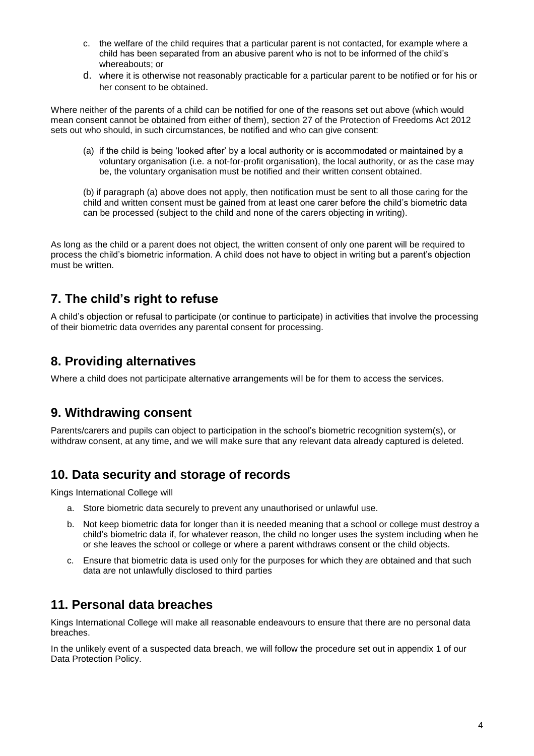c. the welfare of the child requires that a particular parent is not contacted, for example where a child has been separated from an abusive parent who is not to be informed of the child's whereabouts; or

d. where it is otherwise not reasonably practicable for a particular parent to be notified or for his or her consent to be obtained.

Where neither of the parents of a child can be notified for one of the reasons set out above (which would mean consent cannot be obtained from either of them), section 27 of the Protection of Freedoms Act 2012 sets out who should, in such circumstances, be notified and who can give consent:

(a) if the child is being 'looked after' by a local authority or is accommodated or maintained by a voluntary organisation (i.e. a not-for-profit organisation), the local authority, or as the case may be, the voluntary organisation must be notified and their written consent obtained.

(b) if paragraph (a) above does not apply, then notification must be sent to all those caring for the child and written consent must be gained from at least one carer before the child's biometric data can be processed (subject to the child and none of the carers objecting in writing).

As long as the child or a parent does not object, the written consent of only one parent will be required to process the child's biometric information. A child does not have to object in writing but a parent's objection must be written.

## 7. The child's right to refuse

A child's objection or refusal to participate (or continue to participate) in activities that involve the processing of their biometric data overrides any parental consent for processing.

## 8. Providing alternatives

Where a child does not participate alternative arrangements will be for them to access the services.

## 9. Withdrawing consent

Parents/carers and pupils can object to participation in the school's biometric recognition system(s), or withdraw consent, at any time, and we will make sure that any relevant data already captured is deleted.

## 10. Data security and storage of records

Kings International College will

a. Store biometric data securely to prevent any unauthorised or unlawful use.

b. Not keep biometric data for longer than it is needed meaning that a school or college must destroy a child's biometric data if, for whatever reason, the child no longer uses the system including when he or she leaves the school or college or where a parent withdraws consent or the child objects.

c. Ensure that biometric data is used only for the purposes for which they are obtained and that such data are not unlawfully disclosed to third parties

## 11. Personal data breaches

Kings International College will make all reasonable endeavours to ensure that there are no personal data breaches.

In the unlikely event of a suspected data breach, we will follow the procedure set out in appendix 1 of our Data Protection Policy.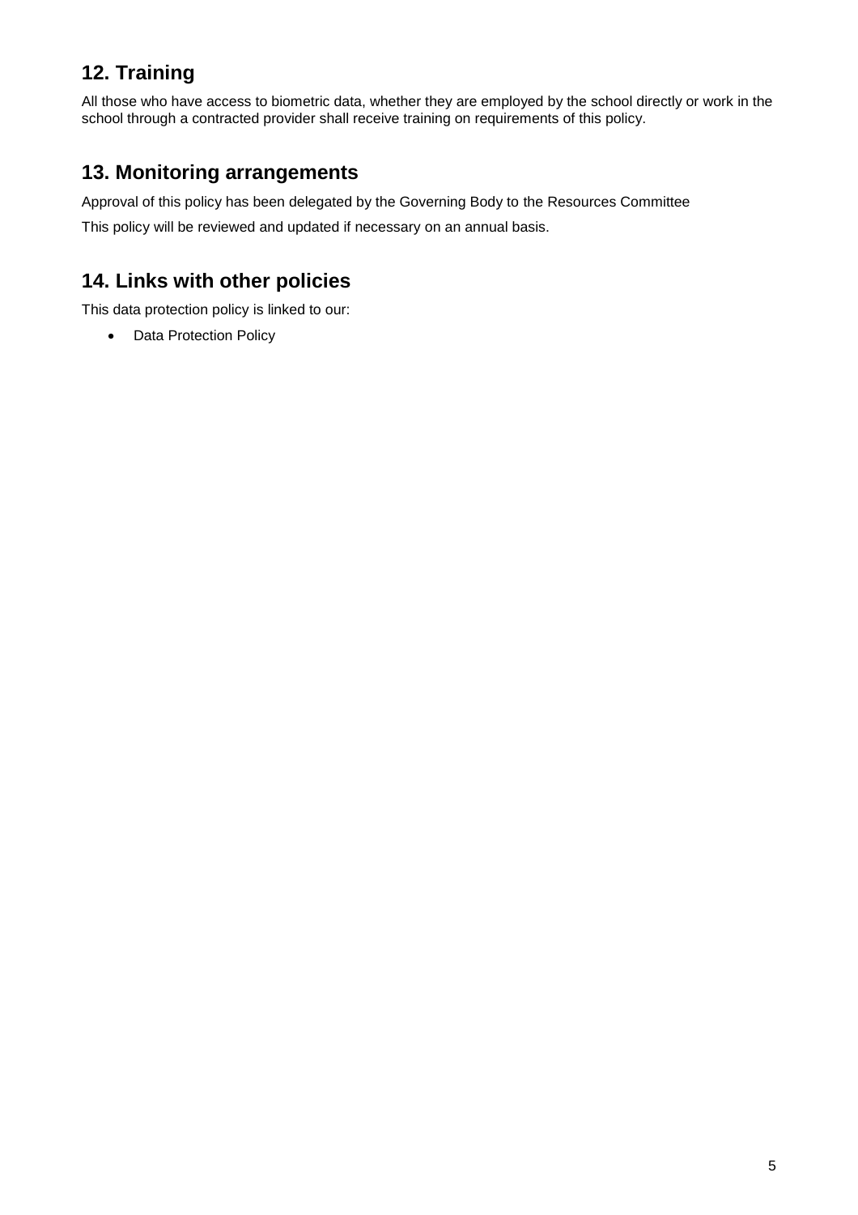## 12. Training

All those who have access to biometric data, whether they are employed by the school directly or work in the school through a contracted provider shall receive training on requirements of this policy.

## 13. Monitoring arrangements

Approval of this policy has been delegated by the Governing Body to the Resources Committee

This policy will be reviewed and updated if necessary on an annual basis.

## 14. Links with other policies

This data protection policy is linked to our:

- Data Protection Policy